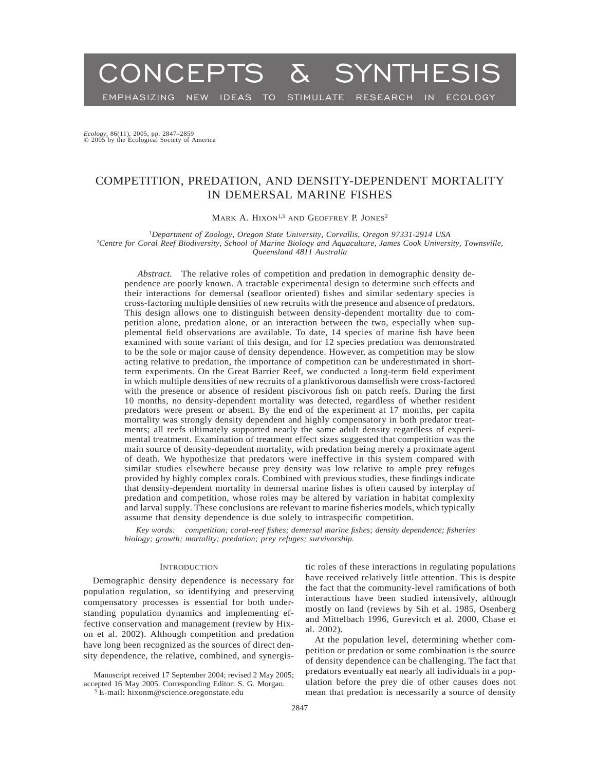# CONCEPTS & SYNTHESIS

EMPHASIZING NEW IDEAS TO STIMULATE RESEARCH IN ECOLOGY

*Ecology*, 86(11), 2005, pp. 2847–2859
© 2005 by the Ecological Society of America

## COMPETITION, PREDATION, AND DENSITY-DEPENDENT MORTALITY IN DEMERSAL MARINE FISHES

MARK A. HIXON[1,3] AND GEOFFREY P. JONES[2]

[1]*Department of Zoology, Oregon State University, Corvallis, Oregon 97331-2914 USA*
[2]*Centre for Coral Reef Biodiversity, School of Marine Biology and Aquaculture, James Cook University, Townsville, Queensland 4811 Australia*

*Abstract.* The relative roles of competition and predation in demographic density dependence are poorly known. A tractable experimental design to determine such effects and their interactions for demersal (seafloor oriented) fishes and similar sedentary species is cross-factoring multiple densities of new recruits with the presence and absence of predators. This design allows one to distinguish between density-dependent mortality due to competition alone, predation alone, or an interaction between the two, especially when supplemental field observations are available. To date, 14 species of marine fish have been examined with some variant of this design, and for 12 species predation was demonstrated to be the sole or major cause of density dependence. However, as competition may be slow acting relative to predation, the importance of competition can be underestimated in short-term experiments. On the Great Barrier Reef, we conducted a long-term field experiment in which multiple densities of new recruits of a planktivorous damselfish were cross-factored with the presence or absence of resident piscivorous fish on patch reefs. During the first 10 months, no density-dependent mortality was detected, regardless of whether resident predators were present or absent. By the end of the experiment at 17 months, per capita mortality was strongly density dependent and highly compensatory in both predator treatments; all reefs ultimately supported nearly the same adult density regardless of experimental treatment. Examination of treatment effect sizes suggested that competition was the main source of density-dependent mortality, with predation being merely a proximate agent of death. We hypothesize that predators were ineffective in this system compared with similar studies elsewhere because prey density was low relative to ample prey refuges provided by highly complex corals. Combined with previous studies, these findings indicate that density-dependent mortality in demersal marine fishes is often caused by interplay of predation and competition, whose roles may be altered by variation in habitat complexity and larval supply. These conclusions are relevant to marine fisheries models, which typically assume that density dependence is due solely to intraspecific competition.

*Key words: competition; coral-reef fishes; demersal marine fishes; density dependence; fisheries biology; growth; mortality; predation; prey refuges; survivorship.*

### INTRODUCTION

Demographic density dependence is necessary for population regulation, so identifying and preserving compensatory processes is essential for both understanding population dynamics and implementing effective conservation and management (review by Hixon et al. 2002). Although competition and predation have long been recognized as the sources of direct density dependence, the relative, combined, and synergistic roles of these interactions in regulating populations have received relatively little attention. This is despite the fact that the community-level ramifications of both interactions have been studied intensively, although mostly on land (reviews by Sih et al. 1985, Osenberg and Mittelbach 1996, Gurevitch et al. 2000, Chase et al. 2002).

At the population level, determining whether competition or predation or some combination is the source of density dependence can be challenging. The fact that predators eventually eat nearly all individuals in a population before the prey die of other causes does not mean that predation is necessarily a source of density

Manuscript received 17 September 2004; revised 2 May 2005; accepted 16 May 2005. Corresponding Editor: S. G. Morgan.
[3] E-mail: hixonm@science.oregonstate.edu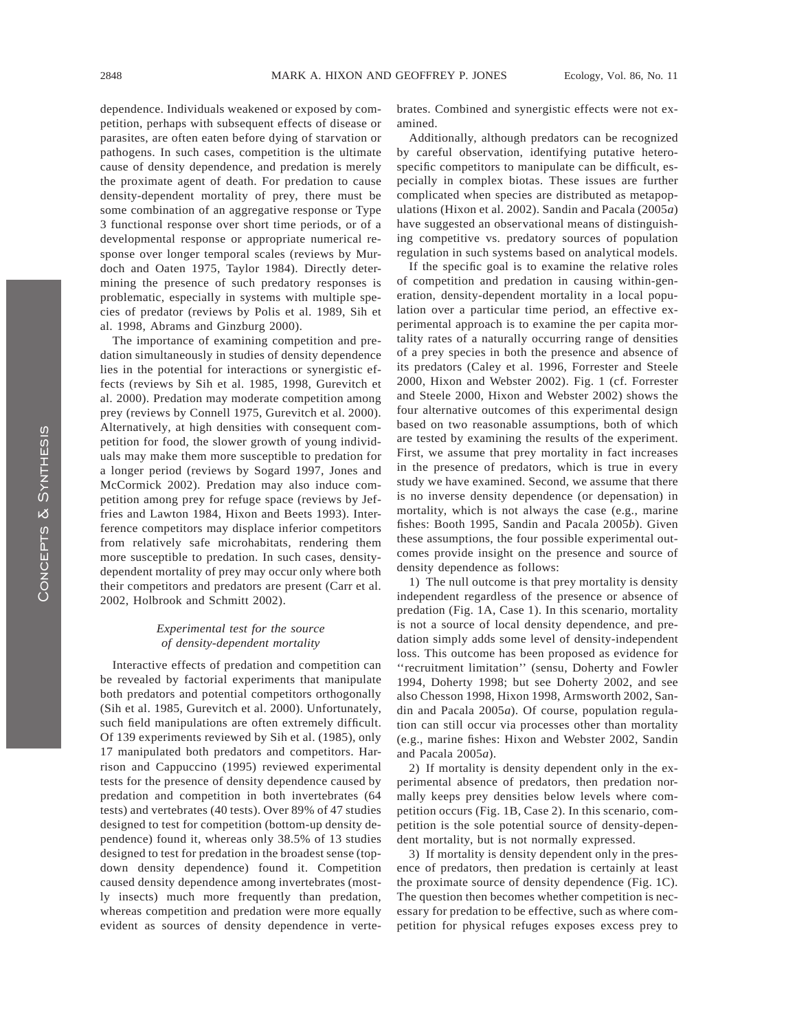dependence. Individuals weakened or exposed by competition, perhaps with subsequent effects of disease or parasites, are often eaten before dying of starvation or pathogens. In such cases, competition is the ultimate cause of density dependence, and predation is merely the proximate agent of death. For predation to cause density-dependent mortality of prey, there must be some combination of an aggregative response or Type 3 functional response over short time periods, or of a developmental response or appropriate numerical response over longer temporal scales (reviews by Murdoch and Oaten 1975, Taylor 1984). Directly determining the presence of such predatory responses is problematic, especially in systems with multiple species of predator (reviews by Polis et al. 1989, Sih et al. 1998, Abrams and Ginzburg 2000).

The importance of examining competition and predation simultaneously in studies of density dependence lies in the potential for interactions or synergistic effects (reviews by Sih et al. 1985, 1998, Gurevitch et al. 2000). Predation may moderate competition among prey (reviews by Connell 1975, Gurevitch et al. 2000). Alternatively, at high densities with consequent competition for food, the slower growth of young individuals may make them more susceptible to predation for a longer period (reviews by Sogard 1997, Jones and McCormick 2002). Predation may also induce competition among prey for refuge space (reviews by Jeffries and Lawton 1984, Hixon and Beets 1993). Interference competitors may displace inferior competitors from relatively safe microhabitats, rendering them more susceptible to predation. In such cases, density-dependent mortality of prey may occur only where both their competitors and predators are present (Carr et al. 2002, Holbrook and Schmitt 2002).

### *Experimental test for the source of density-dependent mortality*

Interactive effects of predation and competition can be revealed by factorial experiments that manipulate both predators and potential competitors orthogonally (Sih et al. 1985, Gurevitch et al. 2000). Unfortunately, such field manipulations are often extremely difficult. Of 139 experiments reviewed by Sih et al. (1985), only 17 manipulated both predators and competitors. Harrison and Cappuccino (1995) reviewed experimental tests for the presence of density dependence caused by predation and competition in both invertebrates (64 tests) and vertebrates (40 tests). Over 89% of 47 studies designed to test for competition (bottom-up density dependence) found it, whereas only 38.5% of 13 studies designed to test for predation in the broadest sense (top-down density dependence) found it. Competition caused density dependence among invertebrates (mostly insects) much more frequently than predation, whereas competition and predation were more equally evident as sources of density dependence in vertebrates. Combined and synergistic effects were not examined.

Additionally, although predators can be recognized by careful observation, identifying putative heterospecific competitors to manipulate can be difficult, especially in complex biotas. These issues are further complicated when species are distributed as metapopulations (Hixon et al. 2002). Sandin and Pacala (2005*a*) have suggested an observational means of distinguishing competitive vs. predatory sources of population regulation in such systems based on analytical models.

If the specific goal is to examine the relative roles of competition and predation in causing within-generation, density-dependent mortality in a local population over a particular time period, an effective experimental approach is to examine the per capita mortality rates of a naturally occurring range of densities of a prey species in both the presence and absence of its predators (Caley et al. 1996, Forrester and Steele 2000, Hixon and Webster 2002). Fig. 1 (cf. Forrester and Steele 2000, Hixon and Webster 2002) shows the four alternative outcomes of this experimental design based on two reasonable assumptions, both of which are tested by examining the results of the experiment. First, we assume that prey mortality in fact increases in the presence of predators, which is true in every study we have examined. Second, we assume that there is no inverse density dependence (or depensation) in mortality, which is not always the case (e.g., marine fishes: Booth 1995, Sandin and Pacala 2005*b*). Given these assumptions, the four possible experimental outcomes provide insight on the presence and source of density dependence as follows:

1) The null outcome is that prey mortality is density independent regardless of the presence or absence of predation (Fig. 1A, Case 1). In this scenario, mortality is not a source of local density dependence, and predation simply adds some level of density-independent loss. This outcome has been proposed as evidence for ''recruitment limitation'' (sensu, Doherty and Fowler 1994, Doherty 1998; but see Doherty 2002, and see also Chesson 1998, Hixon 1998, Armsworth 2002, Sandin and Pacala 2005*a*). Of course, population regulation can still occur via processes other than mortality (e.g., marine fishes: Hixon and Webster 2002, Sandin and Pacala 2005*a*).

2) If mortality is density dependent only in the experimental absence of predators, then predation normally keeps prey densities below levels where competition occurs (Fig. 1B, Case 2). In this scenario, competition is the sole potential source of density-dependent mortality, but is not normally expressed.

3) If mortality is density dependent only in the presence of predators, then predation is certainly at least the proximate source of density dependence (Fig. 1C). The question then becomes whether competition is necessary for predation to be effective, such as where competition for physical refuges exposes excess prey to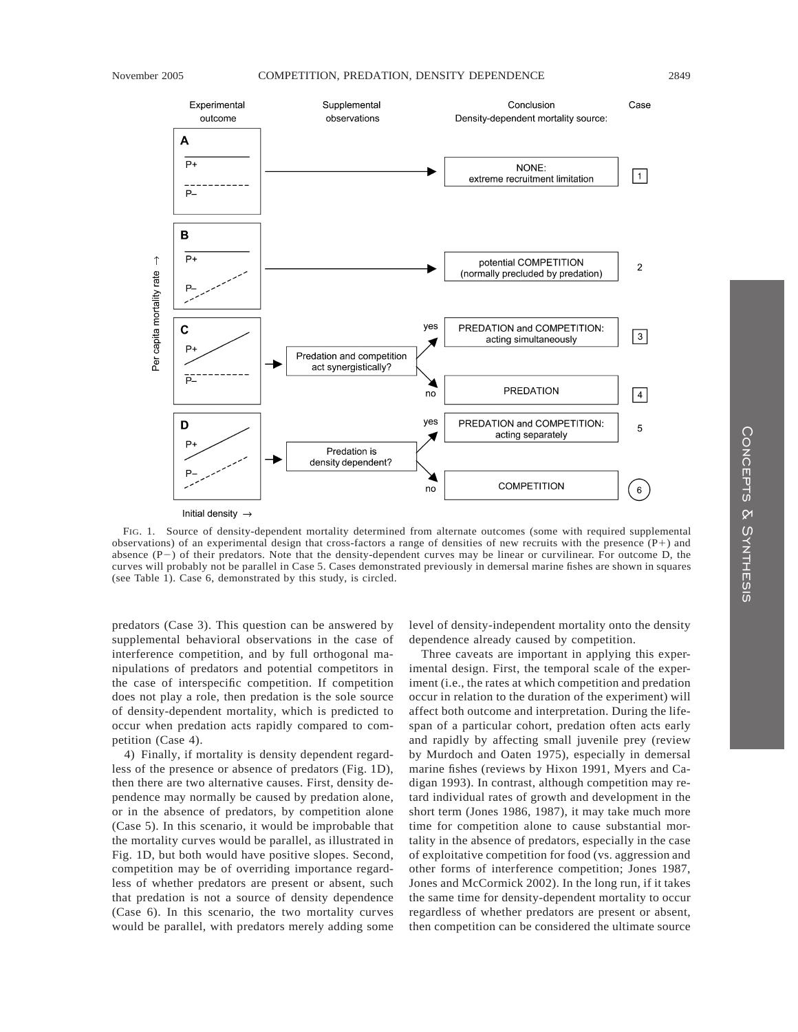FIG. 1. Source of density-dependent mortality determined from alternate outcomes (some with required supplemental observations) of an experimental design that cross-factors a range of densities of new recruits with the presence (P+) and absence (P−) of their predators. Note that the density-dependent curves may be linear or curvilinear. For outcome D, the curves will probably not be parallel in Case 5. Cases demonstrated previously in demersal marine fishes are shown in squares (see Table 1). Case 6, demonstrated by this study, is circled.

predators (Case 3). This question can be answered by supplemental behavioral observations in the case of interference competition, and by full orthogonal manipulations of predators and potential competitors in the case of interspecific competition. If competition does not play a role, then predation is the sole source of density-dependent mortality, which is predicted to occur when predation acts rapidly compared to competition (Case 4).

4) Finally, if mortality is density dependent regardless of the presence or absence of predators (Fig. 1D), then there are two alternative causes. First, density dependence may normally be caused by predation alone, or in the absence of predators, by competition alone (Case 5). In this scenario, it would be improbable that the mortality curves would be parallel, as illustrated in Fig. 1D, but both would have positive slopes. Second, competition may be of overriding importance regardless of whether predators are present or absent, such that predation is not a source of density dependence (Case 6). In this scenario, the two mortality curves would be parallel, with predators merely adding some level of density-independent mortality onto the density dependence already caused by competition.

Three caveats are important in applying this experimental design. First, the temporal scale of the experiment (i.e., the rates at which competition and predation occur in relation to the duration of the experiment) will affect both outcome and interpretation. During the lifespan of a particular cohort, predation often acts early and rapidly by affecting small juvenile prey (review by Murdoch and Oaten 1975), especially in demersal marine fishes (reviews by Hixon 1991, Myers and Cadigan 1993). In contrast, although competition may retard individual rates of growth and development in the short term (Jones 1986, 1987), it may take much more time for competition alone to cause substantial mortality in the absence of predators, especially in the case of exploitative competition for food (vs. aggression and other forms of interference competition; Jones 1987, Jones and McCormick 2002). In the long run, if it takes the same time for density-dependent mortality to occur regardless of whether predators are present or absent, then competition can be considered the ultimate source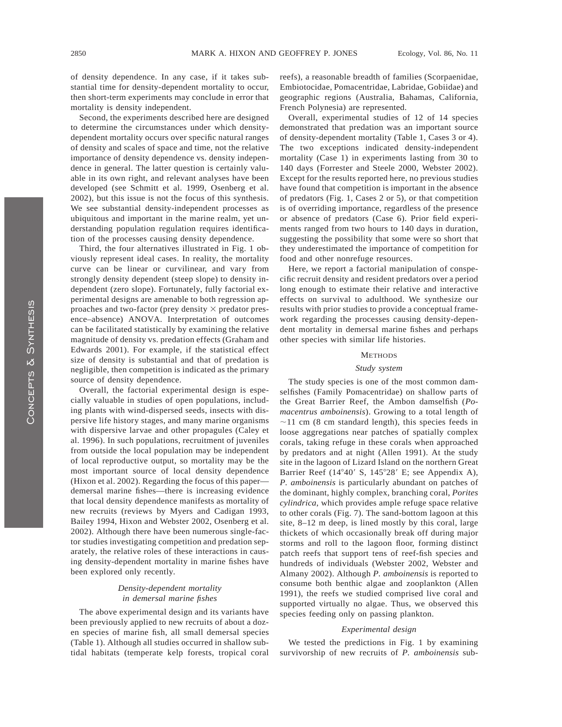of density dependence. In any case, if it takes substantial time for density-dependent mortality to occur, then short-term experiments may conclude in error that mortality is density independent.

Second, the experiments described here are designed to determine the circumstances under which density-dependent mortality occurs over specific natural ranges of density and scales of space and time, not the relative importance of density dependence vs. density independence in general. The latter question is certainly valuable in its own right, and relevant analyses have been developed (see Schmitt et al. 1999, Osenberg et al. 2002), but this issue is not the focus of this synthesis. We see substantial density-independent processes as ubiquitous and important in the marine realm, yet understanding population regulation requires identification of the processes causing density dependence.

Third, the four alternatives illustrated in Fig. 1 obviously represent ideal cases. In reality, the mortality curve can be linear or curvilinear, and vary from strongly density dependent (steep slope) to density independent (zero slope). Fortunately, fully factorial experimental designs are amenable to both regression approaches and two-factor (prey density × predator presence–absence) ANOVA. Interpretation of outcomes can be facilitated statistically by examining the relative magnitude of density vs. predation effects (Graham and Edwards 2001). For example, if the statistical effect size of density is substantial and that of predation is negligible, then competition is indicated as the primary source of density dependence.

Overall, the factorial experimental design is especially valuable in studies of open populations, including plants with wind-dispersed seeds, insects with dispersive life history stages, and many marine organisms with dispersive larvae and other propagules (Caley et al. 1996). In such populations, recruitment of juveniles from outside the local population may be independent of local reproductive output, so mortality may be the most important source of local density dependence (Hixon et al. 2002). Regarding the focus of this paper—demersal marine fishes—there is increasing evidence that local density dependence manifests as mortality of new recruits (reviews by Myers and Cadigan 1993, Bailey 1994, Hixon and Webster 2002, Osenberg et al. 2002). Although there have been numerous single-factor studies investigating competition and predation separately, the relative roles of these interactions in causing density-dependent mortality in marine fishes have been explored only recently.

### *Density-dependent mortality in demersal marine fishes*

The above experimental design and its variants have been previously applied to new recruits of about a dozen species of marine fish, all small demersal species (Table 1). Although all studies occurred in shallow subtidal habitats (temperate kelp forests, tropical coral reefs), a reasonable breadth of families (Scorpaenidae, Embiotocidae, Pomacentridae, Labridae, Gobiidae) and geographic regions (Australia, Bahamas, California, French Polynesia) are represented.

Overall, experimental studies of 12 of 14 species demonstrated that predation was an important source of density-dependent mortality (Table 1, Cases 3 or 4). The two exceptions indicated density-independent mortality (Case 1) in experiments lasting from 30 to 140 days (Forrester and Steele 2000, Webster 2002). Except for the results reported here, no previous studies have found that competition is important in the absence of predators (Fig. 1, Cases 2 or 5), or that competition is of overriding importance, regardless of the presence or absence of predators (Case 6). Prior field experiments ranged from two hours to 140 days in duration, suggesting the possibility that some were so short that they underestimated the importance of competition for food and other nonrefuge resources.

Here, we report a factorial manipulation of conspecific recruit density and resident predators over a period long enough to estimate their relative and interactive effects on survival to adulthood. We synthesize our results with prior studies to provide a conceptual framework regarding the processes causing density-dependent mortality in demersal marine fishes and perhaps other species with similar life histories.

## Methods

### *Study system*

The study species is one of the most common damselfishes (Family Pomacentridae) on shallow parts of the Great Barrier Reef, the Ambon damselfish (*Pomacentrus amboinensis*). Growing to a total length of ~11 cm (8 cm standard length), this species feeds in loose aggregations near patches of spatially complex corals, taking refuge in these corals when approached by predators and at night (Allen 1991). At the study site in the lagoon of Lizard Island on the northern Great Barrier Reef (14°40′ S, 145°28′ E; see Appendix A), *P. amboinensis* is particularly abundant on patches of the dominant, highly complex, branching coral, *Porites cylindrica*, which provides ample refuge space relative to other corals (Fig. 7). The sand-bottom lagoon at this site, 8–12 m deep, is lined mostly by this coral, large thickets of which occasionally break off during major storms and roll to the lagoon floor, forming distinct patch reefs that support tens of reef-fish species and hundreds of individuals (Webster 2002, Webster and Almany 2002). Although *P. amboinensis* is reported to consume both benthic algae and zooplankton (Allen 1991), the reefs we studied comprised live coral and supported virtually no algae. Thus, we observed this species feeding only on passing plankton.

### *Experimental design*

We tested the predictions in Fig. 1 by examining survivorship of new recruits of *P. amboinensis* sub-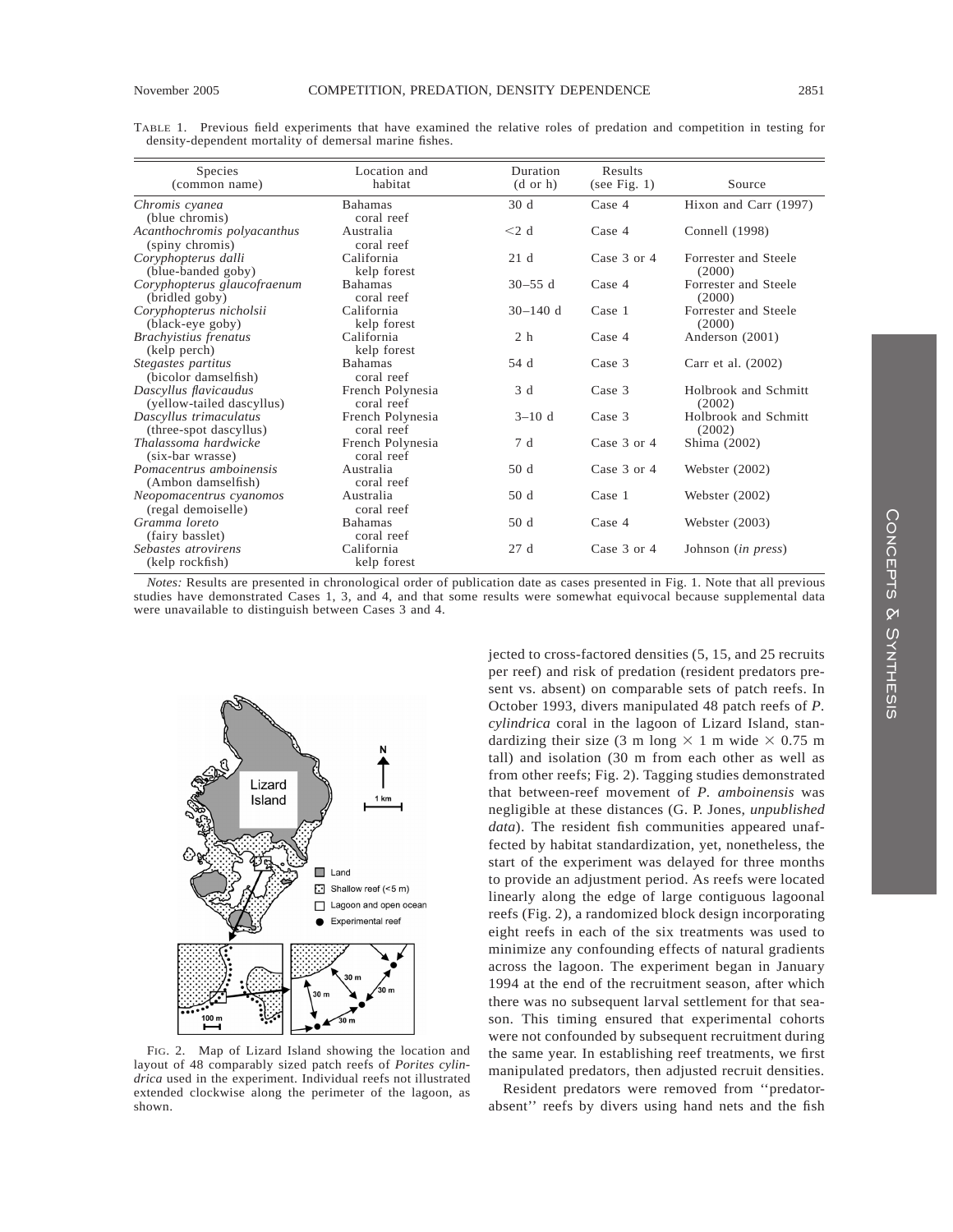TABLE 1. Previous field experiments that have examined the relative roles of predation and competition in testing for density-dependent mortality of demersal marine fishes.

| Species (common name) | Location and habitat | Duration (d or h) | Results (see Fig. 1) | Source |
|---|---|---|---|---|
| *Chromis cyanea* (blue chromis) | Bahamas coral reef | 30 d | Case 4 | Hixon and Carr (1997) |
| *Acanthochromis polyacanthus* (spiny chromis) | Australia coral reef | <2 d | Case 4 | Connell (1998) |
| *Coryphopterus dalli* (blue-banded goby) | California kelp forest | 21 d | Case 3 or 4 | Forrester and Steele (2000) |
| *Coryphopterus glaucofraenum* (bridled goby) | Bahamas coral reef | 30–55 d | Case 4 | Forrester and Steele (2000) |
| *Coryphopterus nicholsii* (black-eye goby) | California kelp forest | 30–140 d | Case 1 | Forrester and Steele (2000) |
| *Brachyistius frenatus* (kelp perch) | California kelp forest | 2 h | Case 4 | Anderson (2001) |
| *Stegastes partitus* (bicolor damselfish) | Bahamas coral reef | 54 d | Case 3 | Carr et al. (2002) |
| *Dascyllus flavicaudus* (yellow-tailed dascyllus) | French Polynesia coral reef | 3 d | Case 3 | Holbrook and Schmitt (2002) |
| *Dascyllus trimaculatus* (three-spot dascyllus) | French Polynesia coral reef | 3–10 d | Case 3 | Holbrook and Schmitt (2002) |
| *Thalassoma hardwicke* (six-bar wrasse) | French Polynesia coral reef | 7 d | Case 3 or 4 | Shima (2002) |
| *Pomacentrus amboinensis* (Ambon damselfish) | Australia coral reef | 50 d | Case 3 or 4 | Webster (2002) |
| *Neopomacentrus cyanomos* (regal demoiselle) | Australia coral reef | 50 d | Case 1 | Webster (2002) |
| *Gramma loreto* (fairy basslet) | Bahamas coral reef | 50 d | Case 4 | Webster (2003) |
| *Sebastes atrovirens* (kelp rockfish) | California kelp forest | 27 d | Case 3 or 4 | Johnson (*in press*) |

*Notes:* Results are presented in chronological order of publication date as cases presented in Fig. 1. Note that all previous studies have demonstrated Cases 1, 3, and 4, and that some results were somewhat equivocal because supplemental data were unavailable to distinguish between Cases 3 and 4.

FIG. 2. Map of Lizard Island showing the location and layout of 48 comparably sized patch reefs of *Porites cylindrica* used in the experiment. Individual reefs not illustrated extended clockwise along the perimeter of the lagoon, as shown.

jected to cross-factored densities (5, 15, and 25 recruits per reef) and risk of predation (resident predators present vs. absent) on comparable sets of patch reefs. In October 1993, divers manipulated 48 patch reefs of *P. cylindrica* coral in the lagoon of Lizard Island, standardizing their size (3 m long × 1 m wide × 0.75 m tall) and isolation (30 m from each other as well as from other reefs; Fig. 2). Tagging studies demonstrated that between-reef movement of *P. amboinensis* was negligible at these distances (G. P. Jones, *unpublished data*). The resident fish communities appeared unaffected by habitat standardization, yet, nonetheless, the start of the experiment was delayed for three months to provide an adjustment period. As reefs were located linearly along the edge of large contiguous lagoonal reefs (Fig. 2), a randomized block design incorporating eight reefs in each of the six treatments was used to minimize any confounding effects of natural gradients across the lagoon. The experiment began in January 1994 at the end of the recruitment season, after which there was no subsequent larval settlement for that season. This timing ensured that experimental cohorts were not confounded by subsequent recruitment during the same year. In establishing reef treatments, we first manipulated predators, then adjusted recruit densities.

Resident predators were removed from ''predator-absent'' reefs by divers using hand nets and the fish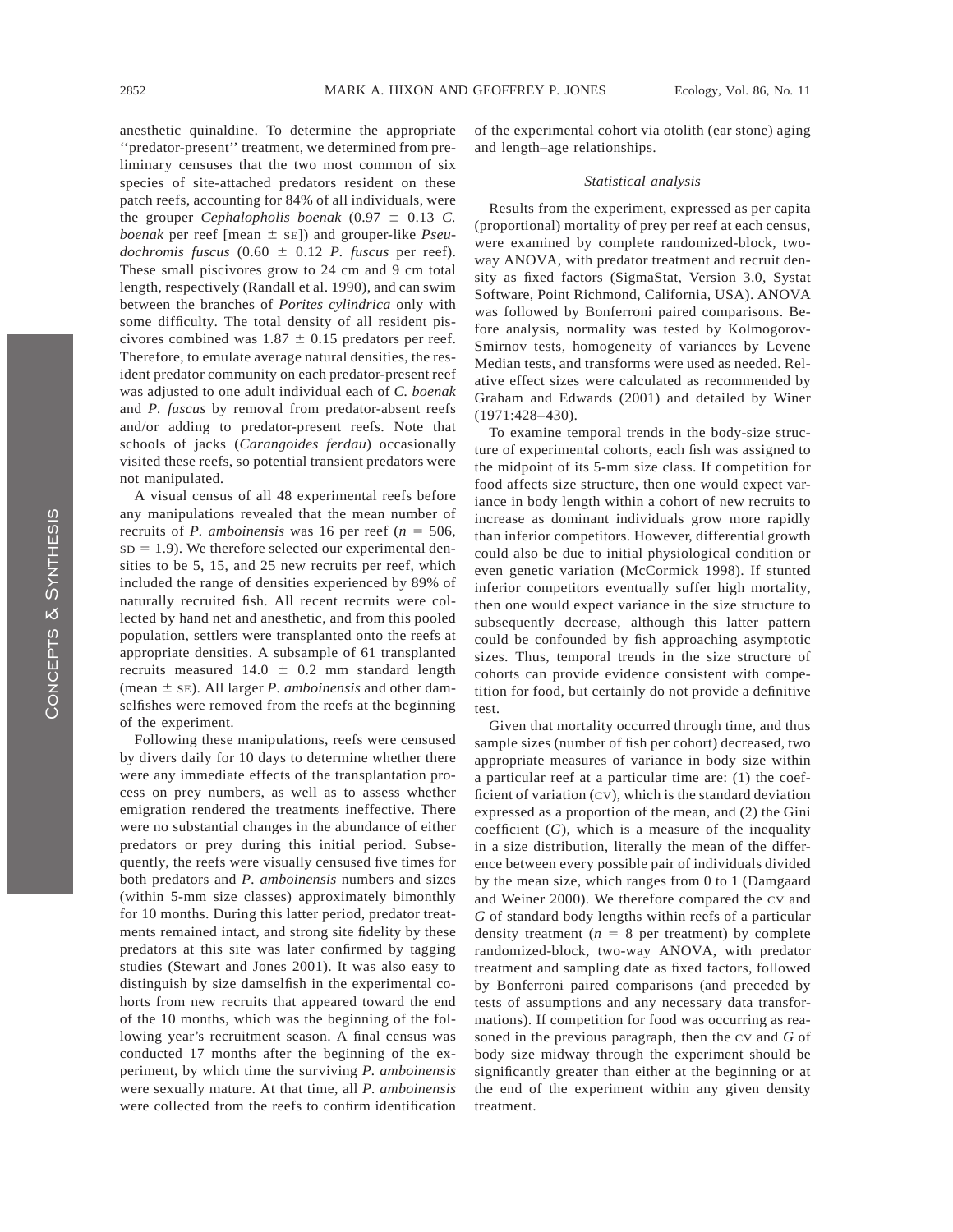anesthetic quinaldine. To determine the appropriate ''predator-present'' treatment, we determined from preliminary censuses that the two most common of six species of site-attached predators resident on these patch reefs, accounting for 84% of all individuals, were the grouper *Cephalopholis boenak* (0.97 ± 0.13 *C. boenak* per reef [mean ± SE]) and grouper-like *Pseudochromis fuscus* (0.60 ± 0.12 *P. fuscus* per reef). These small piscivores grow to 24 cm and 9 cm total length, respectively (Randall et al. 1990), and can swim between the branches of *Porites cylindrica* only with some difficulty. The total density of all resident piscivores combined was 1.87 ± 0.15 predators per reef. Therefore, to emulate average natural densities, the resident predator community on each predator-present reef was adjusted to one adult individual each of *C. boenak* and *P. fuscus* by removal from predator-absent reefs and/or adding to predator-present reefs. Note that schools of jacks (*Carangoides ferdau*) occasionally visited these reefs, so potential transient predators were not manipulated.

A visual census of all 48 experimental reefs before any manipulations revealed that the mean number of recruits of *P. amboinensis* was 16 per reef ($n$ = 506, SD = 1.9). We therefore selected our experimental densities to be 5, 15, and 25 new recruits per reef, which included the range of densities experienced by 89% of naturally recruited fish. All recent recruits were collected by hand net and anesthetic, and from this pooled population, settlers were transplanted onto the reefs at appropriate densities. A subsample of 61 transplanted recruits measured 14.0 ± 0.2 mm standard length (mean ± SE). All larger *P. amboinensis* and other damselfishes were removed from the reefs at the beginning of the experiment.

Following these manipulations, reefs were censused by divers daily for 10 days to determine whether there were any immediate effects of the transplantation process on prey numbers, as well as to assess whether emigration rendered the treatments ineffective. There were no substantial changes in the abundance of either predators or prey during this initial period. Subsequently, the reefs were visually censused five times for both predators and *P. amboinensis* numbers and sizes (within 5-mm size classes) approximately bimonthly for 10 months. During this latter period, predator treatments remained intact, and strong site fidelity by these predators at this site was later confirmed by tagging studies (Stewart and Jones 2001). It was also easy to distinguish by size damselfish in the experimental cohorts from new recruits that appeared toward the end of the 10 months, which was the beginning of the following year's recruitment season. A final census was conducted 17 months after the beginning of the experiment, by which time the surviving *P. amboinensis* were sexually mature. At that time, all *P. amboinensis* were collected from the reefs to confirm identification of the experimental cohort via otolith (ear stone) aging and length–age relationships.

### *Statistical analysis*

Results from the experiment, expressed as per capita (proportional) mortality of prey per reef at each census, were examined by complete randomized-block, two-way ANOVA, with predator treatment and recruit density as fixed factors (SigmaStat, Version 3.0, Systat Software, Point Richmond, California, USA). ANOVA was followed by Bonferroni paired comparisons. Before analysis, normality was tested by Kolmogorov-Smirnov tests, homogeneity of variances by Levene Median tests, and transforms were used as needed. Relative effect sizes were calculated as recommended by Graham and Edwards (2001) and detailed by Winer (1971:428–430).

To examine temporal trends in the body-size structure of experimental cohorts, each fish was assigned to the midpoint of its 5-mm size class. If competition for food affects size structure, then one would expect variance in body length within a cohort of new recruits to increase as dominant individuals grow more rapidly than inferior competitors. However, differential growth could also be due to initial physiological condition or even genetic variation (McCormick 1998). If stunted inferior competitors eventually suffer high mortality, then one would expect variance in the size structure to subsequently decrease, although this latter pattern could be confounded by fish approaching asymptotic sizes. Thus, temporal trends in the size structure of cohorts can provide evidence consistent with competition for food, but certainly do not provide a definitive test.

Given that mortality occurred through time, and thus sample sizes (number of fish per cohort) decreased, two appropriate measures of variance in body size within a particular reef at a particular time are: (1) the coefficient of variation (CV), which is the standard deviation expressed as a proportion of the mean, and (2) the Gini coefficient ($G$), which is a measure of the inequality in a size distribution, literally the mean of the difference between every possible pair of individuals divided by the mean size, which ranges from 0 to 1 (Damgaard and Weiner 2000). We therefore compared the CV and $G$ of standard body lengths within reefs of a particular density treatment ($n$ = 8 per treatment) by complete randomized-block, two-way ANOVA, with predator treatment and sampling date as fixed factors, followed by Bonferroni paired comparisons (and preceded by tests of assumptions and any necessary data transformations). If competition for food was occurring as reasoned in the previous paragraph, then the CV and $G$ of body size midway through the experiment should be significantly greater than either at the beginning or at the end of the experiment within any given density treatment.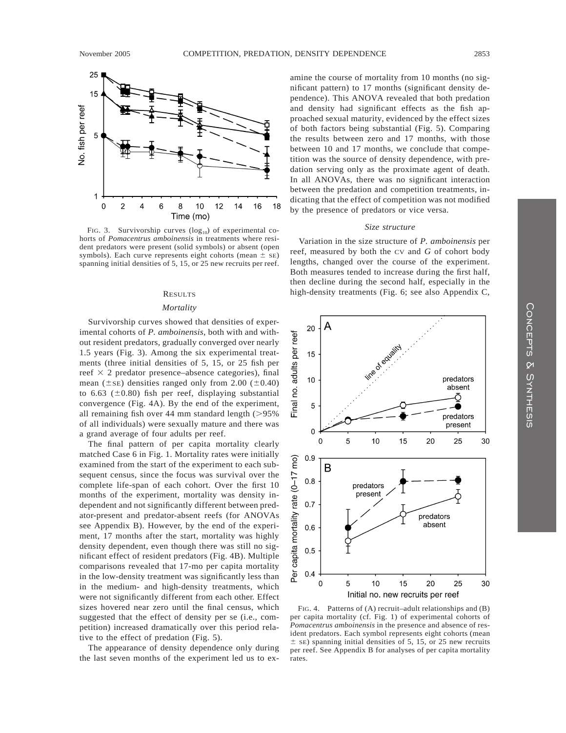FIG. 3. Survivorship curves ($\log_{10}$) of experimental cohorts of *Pomacentrus amboinensis* in treatments where resident predators were present (solid symbols) or absent (open symbols). Each curve represents eight cohorts (mean ± SE) spanning initial densities of 5, 15, or 25 new recruits per reef.

## RESULTS

### *Mortality*

Survivorship curves showed that densities of experimental cohorts of *P. amboinensis*, both with and without resident predators, gradually converged over nearly 1.5 years (Fig. 3). Among the six experimental treatments (three initial densities of 5, 15, or 25 fish per reef × 2 predator presence–absence categories), final mean (±SE) densities ranged only from 2.00 (±0.40) to 6.63 (±0.80) fish per reef, displaying substantial convergence (Fig. 4A). By the end of the experiment, all remaining fish over 44 mm standard length (>95% of all individuals) were sexually mature and there was a grand average of four adults per reef.

The final pattern of per capita mortality clearly matched Case 6 in Fig. 1. Mortality rates were initially examined from the start of the experiment to each subsequent census, since the focus was survival over the complete life-span of each cohort. Over the first 10 months of the experiment, mortality was density independent and not significantly different between predator-present and predator-absent reefs (for ANOVAs see Appendix B). However, by the end of the experiment, 17 months after the start, mortality was highly density dependent, even though there was still no significant effect of resident predators (Fig. 4B). Multiple comparisons revealed that 17-mo per capita mortality in the low-density treatment was significantly less than in the medium- and high-density treatments, which were not significantly different from each other. Effect sizes hovered near zero until the final census, which suggested that the effect of density per se (i.e., competition) increased dramatically over this period relative to the effect of predation (Fig. 5).

The appearance of density dependence only during the last seven months of the experiment led us to examine the course of mortality from 10 months (no significant pattern) to 17 months (significant density dependence). This ANOVA revealed that both predation and density had significant effects as the fish approached sexual maturity, evidenced by the effect sizes of both factors being substantial (Fig. 5). Comparing the results between zero and 17 months, with those between 10 and 17 months, we conclude that competition was the source of density dependence, with predation serving only as the proximate agent of death. In all ANOVAs, there was no significant interaction between the predation and competition treatments, indicating that the effect of competition was not modified by the presence of predators or vice versa.

### *Size structure*

Variation in the size structure of *P. amboinensis* per reef, measured by both the CV and *G* of cohort body lengths, changed over the course of the experiment. Both measures tended to increase during the first half, then decline during the second half, especially in the high-density treatments (Fig. 6; see also Appendix C,

FIG. 4. Patterns of (A) recruit–adult relationships and (B) per capita mortality (cf. Fig. 1) of experimental cohorts of *Pomacentrus amboinensis* in the presence and absence of resident predators. Each symbol represents eight cohorts (mean ± SE) spanning initial densities of 5, 15, or 25 new recruits per reef. See Appendix B for analyses of per capita mortality rates.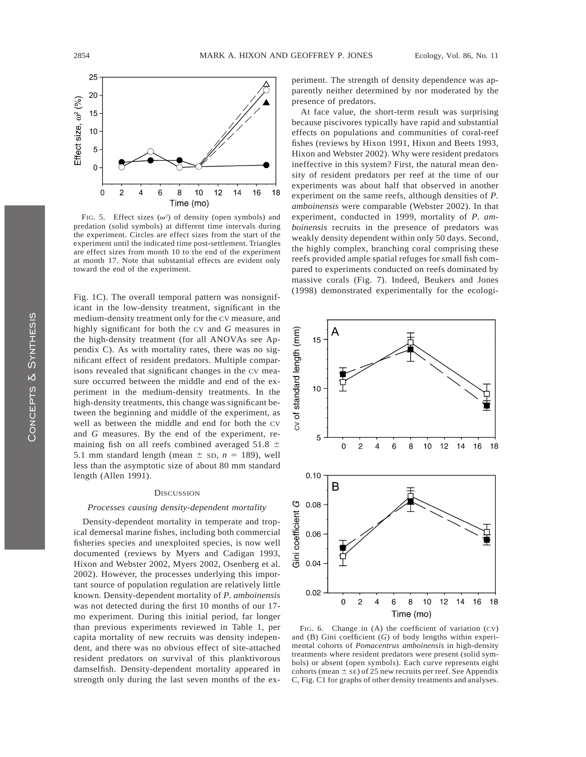FIG. 5. Effect sizes ($\omega^2$) of density (open symbols) and predation (solid symbols) at different time intervals during the experiment. Circles are effect sizes from the start of the experiment until the indicated time post-settlement. Triangles are effect sizes from month 10 to the end of the experiment at month 17. Note that substantial effects are evident only toward the end of the experiment.

Fig. 1C). The overall temporal pattern was nonsignificant in the low-density treatment, significant in the medium-density treatment only for the CV measure, and highly significant for both the CV and *G* measures in the high-density treatment (for all ANOVAs see Appendix C). As with mortality rates, there was no significant effect of resident predators. Multiple comparisons revealed that significant changes in the CV measure occurred between the middle and end of the experiment in the medium-density treatments. In the high-density treatments, this change was significant between the beginning and middle of the experiment, as well as between the middle and end for both the CV and *G* measures. By the end of the experiment, remaining fish on all reefs combined averaged 51.8 ± 5.1 mm standard length (mean ± SD, $n = 189$), well less than the asymptotic size of about 80 mm standard length (Allen 1991).

## DISCUSSION

### *Processes causing density-dependent mortality*

Density-dependent mortality in temperate and tropical demersal marine fishes, including both commercial fisheries species and unexploited species, is now well documented (reviews by Myers and Cadigan 1993, Hixon and Webster 2002, Myers 2002, Osenberg et al. 2002). However, the processes underlying this important source of population regulation are relatively little known. Density-dependent mortality of *P. amboinensis* was not detected during the first 10 months of our 17-mo experiment. During this initial period, far longer than previous experiments reviewed in Table 1, per capita mortality of new recruits was density independent, and there was no obvious effect of site-attached resident predators on survival of this planktivorous damselfish. Density-dependent mortality appeared in strength only during the last seven months of the experiment. The strength of density dependence was apparently neither determined by nor moderated by the presence of predators.

At face value, the short-term result was surprising because piscivores typically have rapid and substantial effects on populations and communities of coral-reef fishes (reviews by Hixon 1991, Hixon and Beets 1993, Hixon and Webster 2002). Why were resident predators ineffective in this system? First, the natural mean density of resident predators per reef at the time of our experiments was about half that observed in another experiment on the same reefs, although densities of *P. amboinensis* were comparable (Webster 2002). In that experiment, conducted in 1999, mortality of *P. amboinensis* recruits in the presence of predators was weakly density dependent within only 50 days. Second, the highly complex, branching coral comprising these reefs provided ample spatial refuges for small fish compared to experiments conducted on reefs dominated by massive corals (Fig. 7). Indeed, Beukers and Jones (1998) demonstrated experimentally for the ecologi-

FIG. 6. Change in (A) the coefficient of variation (CV) and (B) Gini coefficient (*G*) of body lengths within experimental cohorts of *Pomacentrus amboinensis* in high-density treatments where resident predators were present (solid symbols) or absent (open symbols). Each curve represents eight cohorts (mean ± SE) of 25 new recruits per reef. See Appendix C, Fig. C1 for graphs of other density treatments and analyses.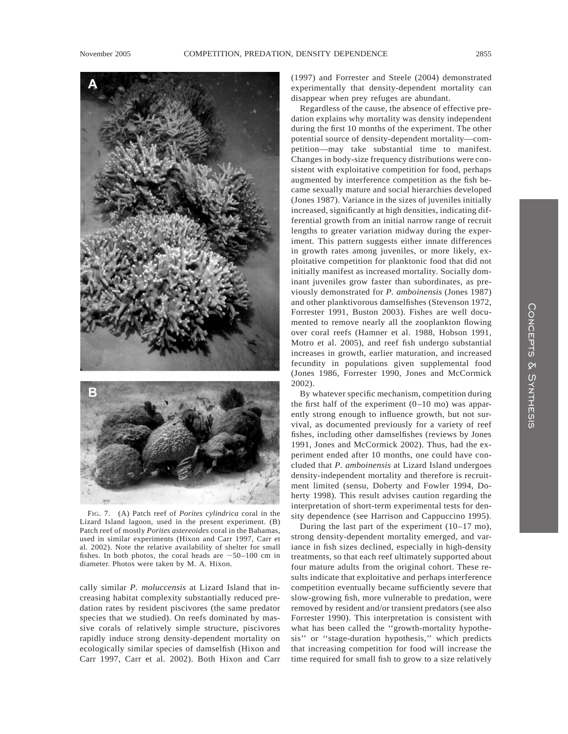FIG. 7. (A) Patch reef of *Porites cylindrica* coral in the Lizard Island lagoon, used in the present experiment. (B) Patch reef of mostly *Porites astereoides* coral in the Bahamas, used in similar experiments (Hixon and Carr 1997, Carr et al. 2002). Note the relative availability of shelter for small fishes. In both photos, the coral heads are ~50–100 cm in diameter. Photos were taken by M. A. Hixon.

cally similar *P. moluccensis* at Lizard Island that increasing habitat complexity substantially reduced predation rates by resident piscivores (the same predator species that we studied). On reefs dominated by massive corals of relatively simple structure, piscivores rapidly induce strong density-dependent mortality on ecologically similar species of damselfish (Hixon and Carr 1997, Carr et al. 2002). Both Hixon and Carr (1997) and Forrester and Steele (2004) demonstrated experimentally that density-dependent mortality can disappear when prey refuges are abundant.

Regardless of the cause, the absence of effective predation explains why mortality was density independent during the first 10 months of the experiment. The other potential source of density-dependent mortality—competition—may take substantial time to manifest. Changes in body-size frequency distributions were consistent with exploitative competition for food, perhaps augmented by interference competition as the fish became sexually mature and social hierarchies developed (Jones 1987). Variance in the sizes of juveniles initially increased, significantly at high densities, indicating differential growth from an initial narrow range of recruit lengths to greater variation midway during the experiment. This pattern suggests either innate differences in growth rates among juveniles, or more likely, exploitative competition for planktonic food that did not initially manifest as increased mortality. Socially dominant juveniles grow faster than subordinates, as previously demonstrated for *P. amboinensis* (Jones 1987) and other planktivorous damselfishes (Stevenson 1972, Forrester 1991, Buston 2003). Fishes are well documented to remove nearly all the zooplankton flowing over coral reefs (Hamner et al. 1988, Hobson 1991, Motro et al. 2005), and reef fish undergo substantial increases in growth, earlier maturation, and increased fecundity in populations given supplemental food (Jones 1986, Forrester 1990, Jones and McCormick 2002).

By whatever specific mechanism, competition during the first half of the experiment (0–10 mo) was apparently strong enough to influence growth, but not survival, as documented previously for a variety of reef fishes, including other damselfishes (reviews by Jones 1991, Jones and McCormick 2002). Thus, had the experiment ended after 10 months, one could have concluded that *P. amboinensis* at Lizard Island undergoes density-independent mortality and therefore is recruitment limited (sensu, Doherty and Fowler 1994, Doherty 1998). This result advises caution regarding the interpretation of short-term experimental tests for density dependence (see Harrison and Cappuccino 1995).

During the last part of the experiment (10–17 mo), strong density-dependent mortality emerged, and variance in fish sizes declined, especially in high-density treatments, so that each reef ultimately supported about four mature adults from the original cohort. These results indicate that exploitative and perhaps interference competition eventually became sufficiently severe that slow-growing fish, more vulnerable to predation, were removed by resident and/or transient predators (see also Forrester 1990). This interpretation is consistent with what has been called the ''growth-mortality hypothesis'' or ''stage-duration hypothesis,'' which predicts that increasing competition for food will increase the time required for small fish to grow to a size relatively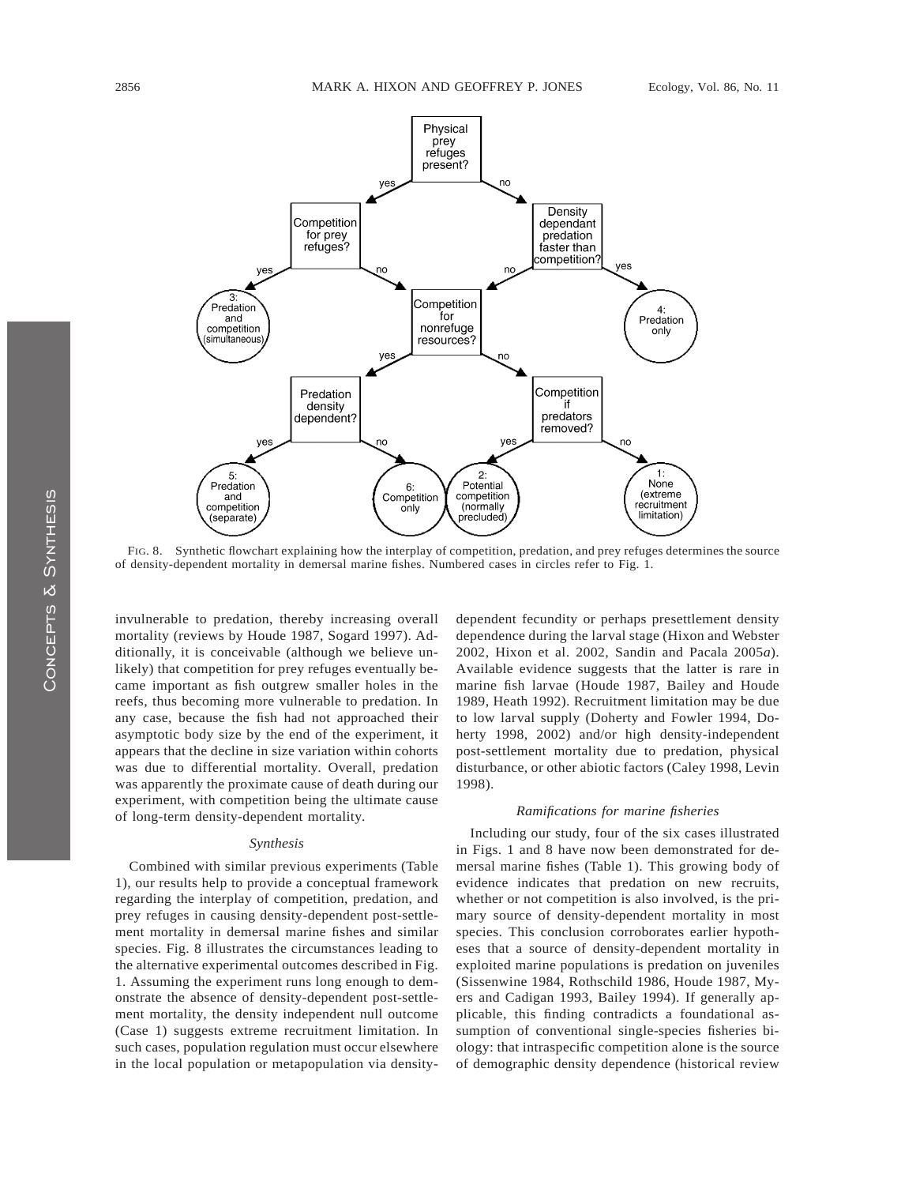FIG. 8. Synthetic flowchart explaining how the interplay of competition, predation, and prey refuges determines the source of density-dependent mortality in demersal marine fishes. Numbered cases in circles refer to Fig. 1.

invulnerable to predation, thereby increasing overall mortality (reviews by Houde 1987, Sogard 1997). Additionally, it is conceivable (although we believe unlikely) that competition for prey refuges eventually became important as fish outgrew smaller holes in the reefs, thus becoming more vulnerable to predation. In any case, because the fish had not approached their asymptotic body size by the end of the experiment, it appears that the decline in size variation within cohorts was due to differential mortality. Overall, predation was apparently the proximate cause of death during our experiment, with competition being the ultimate cause of long-term density-dependent mortality.

### *Synthesis*

Combined with similar previous experiments (Table 1), our results help to provide a conceptual framework regarding the interplay of competition, predation, and prey refuges in causing density-dependent post-settlement mortality in demersal marine fishes and similar species. Fig. 8 illustrates the circumstances leading to the alternative experimental outcomes described in Fig. 1. Assuming the experiment runs long enough to demonstrate the absence of density-dependent post-settlement mortality, the density independent null outcome (Case 1) suggests extreme recruitment limitation. In such cases, population regulation must occur elsewhere in the local population or metapopulation via density-dependent fecundity or perhaps presettlement density dependence during the larval stage (Hixon and Webster 2002, Hixon et al. 2002, Sandin and Pacala 2005*a*). Available evidence suggests that the latter is rare in marine fish larvae (Houde 1987, Bailey and Houde 1989, Heath 1992). Recruitment limitation may be due to low larval supply (Doherty and Fowler 1994, Doherty 1998, 2002) and/or high density-independent post-settlement mortality due to predation, physical disturbance, or other abiotic factors (Caley 1998, Levin 1998).

### *Ramifications for marine fisheries*

Including our study, four of the six cases illustrated in Figs. 1 and 8 have now been demonstrated for demersal marine fishes (Table 1). This growing body of evidence indicates that predation on new recruits, whether or not competition is also involved, is the primary source of density-dependent mortality in most species. This conclusion corroborates earlier hypotheses that a source of density-dependent mortality in exploited marine populations is predation on juveniles (Sissenwine 1984, Rothschild 1986, Houde 1987, Myers and Cadigan 1993, Bailey 1994). If generally applicable, this finding contradicts a foundational assumption of conventional single-species fisheries biology: that intraspecific competition alone is the source of demographic density dependence (historical review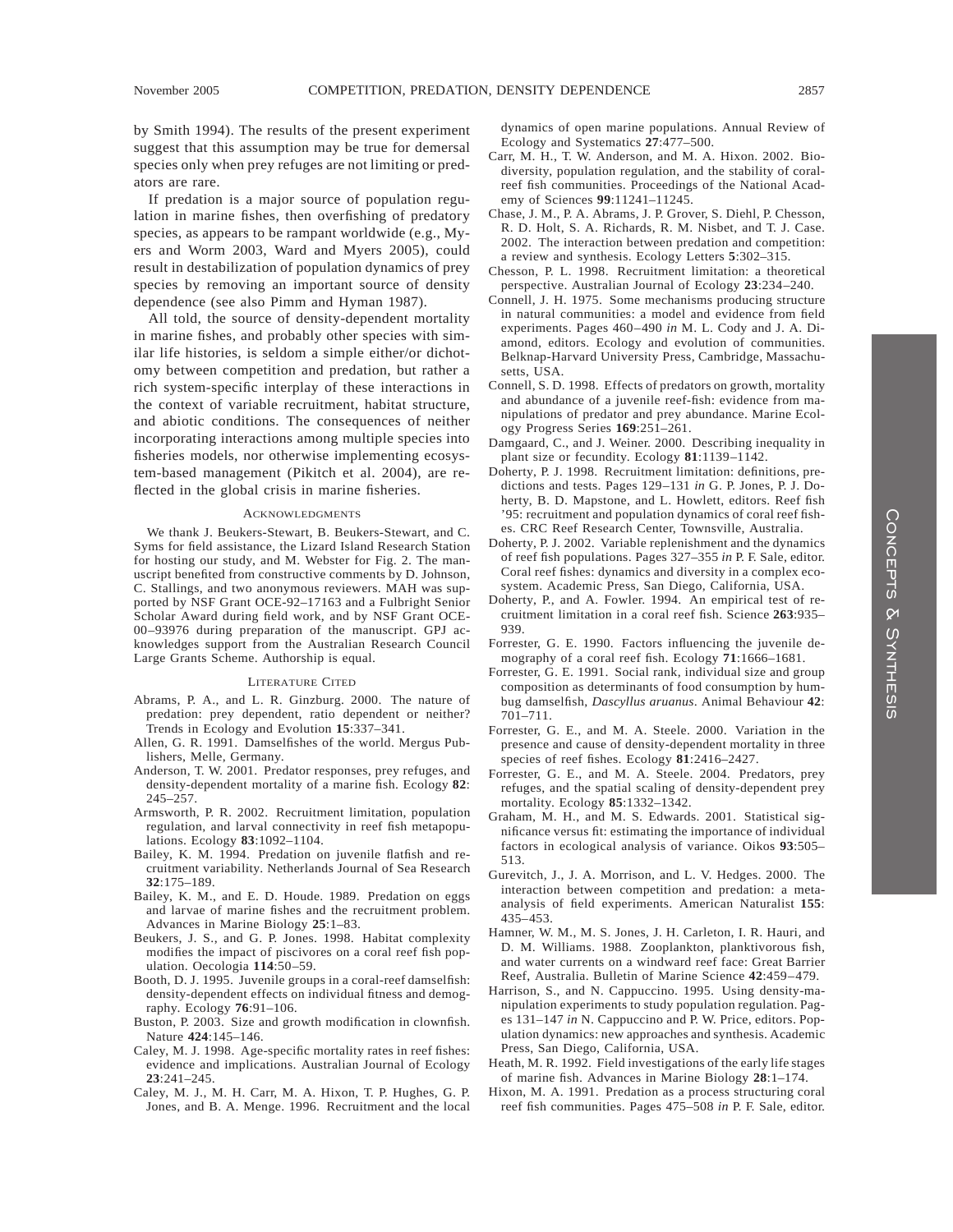by Smith 1994). The results of the present experiment suggest that this assumption may be true for demersal species only when prey refuges are not limiting or predators are rare.

If predation is a major source of population regulation in marine fishes, then overfishing of predatory species, as appears to be rampant worldwide (e.g., Myers and Worm 2003, Ward and Myers 2005), could result in destabilization of population dynamics of prey species by removing an important source of density dependence (see also Pimm and Hyman 1987).

All told, the source of density-dependent mortality in marine fishes, and probably other species with similar life histories, is seldom a simple either/or dichotomy between competition and predation, but rather a rich system-specific interplay of these interactions in the context of variable recruitment, habitat structure, and abiotic conditions. The consequences of neither incorporating interactions among multiple species into fisheries models, nor otherwise implementing ecosystem-based management (Pikitch et al. 2004), are reflected in the global crisis in marine fisheries.

## Acknowledgments

We thank J. Beukers-Stewart, B. Beukers-Stewart, and C. Syms for field assistance, the Lizard Island Research Station for hosting our study, and M. Webster for Fig. 2. The manuscript benefited from constructive comments by D. Johnson, C. Stallings, and two anonymous reviewers. MAH was supported by NSF Grant OCE-92–17163 and a Fulbright Senior Scholar Award during field work, and by NSF Grant OCE-00–93976 during preparation of the manuscript. GPJ acknowledges support from the Australian Research Council Large Grants Scheme. Authorship is equal.

## Literature Cited

Abrams, P. A., and L. R. Ginzburg. 2000. The nature of predation: prey dependent, ratio dependent or neither? Trends in Ecology and Evolution **15**:337–341.

Allen, G. R. 1991. Damselfishes of the world. Mergus Publishers, Melle, Germany.

Anderson, T. W. 2001. Predator responses, prey refuges, and density-dependent mortality of a marine fish. Ecology **82**: 245–257.

Armsworth, P. R. 2002. Recruitment limitation, population regulation, and larval connectivity in reef fish metapopulations. Ecology **83**:1092–1104.

Bailey, K. M. 1994. Predation on juvenile flatfish and recruitment variability. Netherlands Journal of Sea Research **32**:175–189.

Bailey, K. M., and E. D. Houde. 1989. Predation on eggs and larvae of marine fishes and the recruitment problem. Advances in Marine Biology **25**:1–83.

Beukers, J. S., and G. P. Jones. 1998. Habitat complexity modifies the impact of piscivores on a coral reef fish population. Oecologia **114**:50–59.

Booth, D. J. 1995. Juvenile groups in a coral-reef damselfish: density-dependent effects on individual fitness and demography. Ecology **76**:91–106.

Buston, P. 2003. Size and growth modification in clownfish. Nature **424**:145–146.

Caley, M. J. 1998. Age-specific mortality rates in reef fishes: evidence and implications. Australian Journal of Ecology **23**:241–245.

Caley, M. J., M. H. Carr, M. A. Hixon, T. P. Hughes, G. P. Jones, and B. A. Menge. 1996. Recruitment and the local dynamics of open marine populations. Annual Review of Ecology and Systematics **27**:477–500.

Carr, M. H., T. W. Anderson, and M. A. Hixon. 2002. Biodiversity, population regulation, and the stability of coral-reef fish communities. Proceedings of the National Academy of Sciences **99**:11241–11245.

Chase, J. M., P. A. Abrams, J. P. Grover, S. Diehl, P. Chesson, R. D. Holt, S. A. Richards, R. M. Nisbet, and T. J. Case. 2002. The interaction between predation and competition: a review and synthesis. Ecology Letters **5**:302–315.

Chesson, P. L. 1998. Recruitment limitation: a theoretical perspective. Australian Journal of Ecology **23**:234–240.

Connell, J. H. 1975. Some mechanisms producing structure in natural communities: a model and evidence from field experiments. Pages 460–490 *in* M. L. Cody and J. A. Diamond, editors. Ecology and evolution of communities. Belknap-Harvard University Press, Cambridge, Massachusetts, USA.

Connell, S. D. 1998. Effects of predators on growth, mortality and abundance of a juvenile reef-fish: evidence from manipulations of predator and prey abundance. Marine Ecology Progress Series **169**:251–261.

Damgaard, C., and J. Weiner. 2000. Describing inequality in plant size or fecundity. Ecology **81**:1139–1142.

Doherty, P. J. 1998. Recruitment limitation: definitions, predictions and tests. Pages 129–131 *in* G. P. Jones, P. J. Doherty, B. D. Mapstone, and L. Howlett, editors. Reef fish '95: recruitment and population dynamics of coral reef fishes. CRC Reef Research Center, Townsville, Australia.

Doherty, P. J. 2002. Variable replenishment and the dynamics of reef fish populations. Pages 327–355 *in* P. F. Sale, editor. Coral reef fishes: dynamics and diversity in a complex ecosystem. Academic Press, San Diego, California, USA.

Doherty, P., and A. Fowler. 1994. An empirical test of recruitment limitation in a coral reef fish. Science **263**:935–939.

Forrester, G. E. 1990. Factors influencing the juvenile demography of a coral reef fish. Ecology **71**:1666–1681.

Forrester, G. E. 1991. Social rank, individual size and group composition as determinants of food consumption by humbug damselfish, *Dascyllus aruanus*. Animal Behaviour **42**: 701–711.

Forrester, G. E., and M. A. Steele. 2000. Variation in the presence and cause of density-dependent mortality in three species of reef fishes. Ecology **81**:2416–2427.

Forrester, G. E., and M. A. Steele. 2004. Predators, prey refuges, and the spatial scaling of density-dependent prey mortality. Ecology **85**:1332–1342.

Graham, M. H., and M. S. Edwards. 2001. Statistical significance versus fit: estimating the importance of individual factors in ecological analysis of variance. Oikos **93**:505–513.

Gurevitch, J., J. A. Morrison, and L. V. Hedges. 2000. The interaction between competition and predation: a meta-analysis of field experiments. American Naturalist **155**: 435–453.

Hamner, W. M., M. S. Jones, J. H. Carleton, I. R. Hauri, and D. M. Williams. 1988. Zooplankton, planktivorous fish, and water currents on a windward reef face: Great Barrier Reef, Australia. Bulletin of Marine Science **42**:459–479.

Harrison, S., and N. Cappuccino. 1995. Using density-manipulation experiments to study population regulation. Pages 131–147 *in* N. Cappuccino and P. W. Price, editors. Population dynamics: new approaches and synthesis. Academic Press, San Diego, California, USA.

Heath, M. R. 1992. Field investigations of the early life stages of marine fish. Advances in Marine Biology **28**:1–174.

Hixon, M. A. 1991. Predation as a process structuring coral reef fish communities. Pages 475–508 *in* P. F. Sale, editor.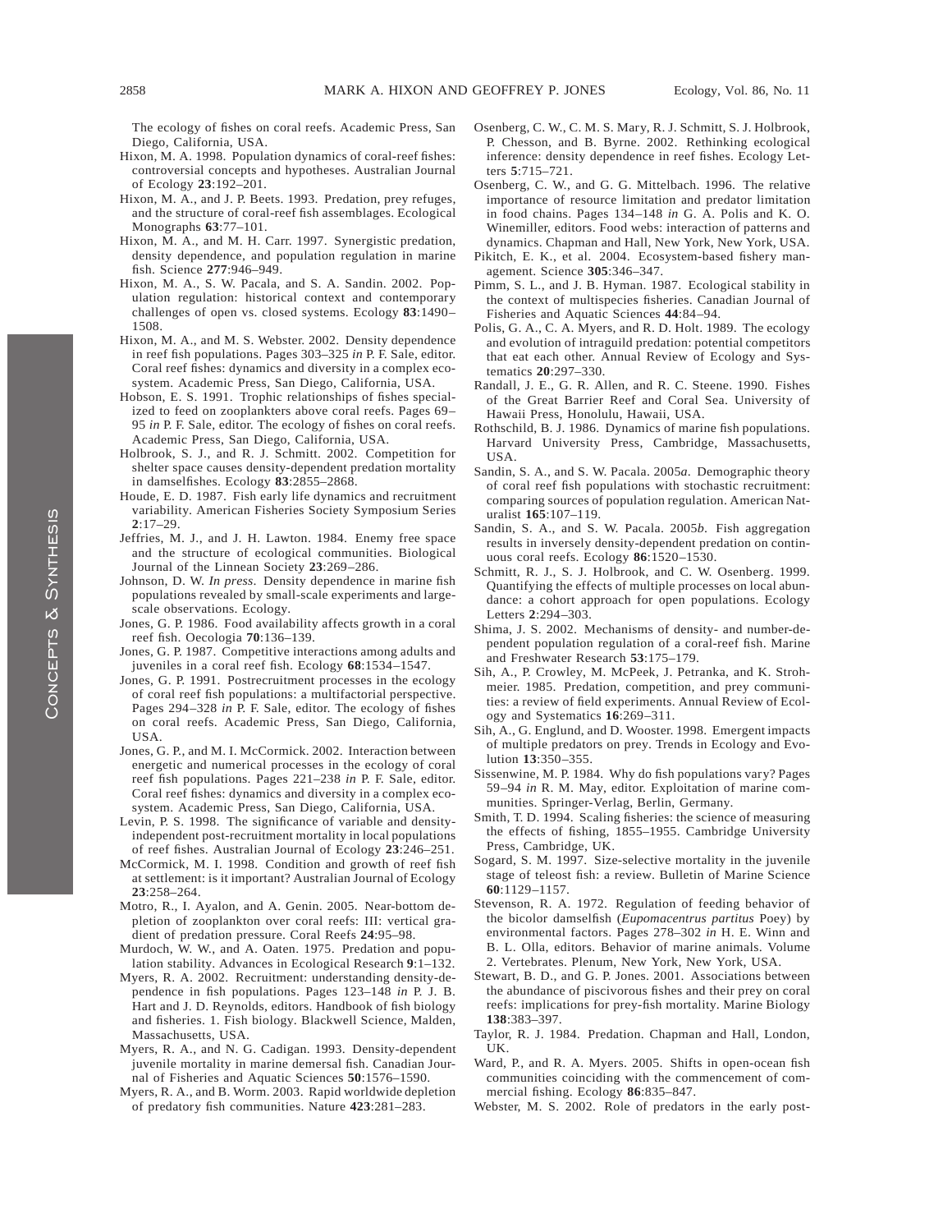The ecology of fishes on coral reefs. Academic Press, San Diego, California, USA.

Hixon, M. A. 1998. Population dynamics of coral-reef fishes: controversial concepts and hypotheses. Australian Journal of Ecology **23**:192–201.

Hixon, M. A., and J. P. Beets. 1993. Predation, prey refuges, and the structure of coral-reef fish assemblages. Ecological Monographs **63**:77–101.

Hixon, M. A., and M. H. Carr. 1997. Synergistic predation, density dependence, and population regulation in marine fish. Science **277**:946–949.

Hixon, M. A., S. W. Pacala, and S. A. Sandin. 2002. Population regulation: historical context and contemporary challenges of open vs. closed systems. Ecology **83**:1490–1508.

Hixon, M. A., and M. S. Webster. 2002. Density dependence in reef fish populations. Pages 303–325 *in* P. F. Sale, editor. Coral reef fishes: dynamics and diversity in a complex ecosystem. Academic Press, San Diego, California, USA.

Hobson, E. S. 1991. Trophic relationships of fishes specialized to feed on zooplankters above coral reefs. Pages 69–95 *in* P. F. Sale, editor. The ecology of fishes on coral reefs. Academic Press, San Diego, California, USA.

Holbrook, S. J., and R. J. Schmitt. 2002. Competition for shelter space causes density-dependent predation mortality in damselfishes. Ecology **83**:2855–2868.

Houde, E. D. 1987. Fish early life dynamics and recruitment variability. American Fisheries Society Symposium Series **2**:17–29.

Jeffries, M. J., and J. H. Lawton. 1984. Enemy free space and the structure of ecological communities. Biological Journal of the Linnean Society **23**:269–286.

Johnson, D. W. *In press*. Density dependence in marine fish populations revealed by small-scale experiments and large-scale observations. Ecology.

Jones, G. P. 1986. Food availability affects growth in a coral reef fish. Oecologia **70**:136–139.

Jones, G. P. 1987. Competitive interactions among adults and juveniles in a coral reef fish. Ecology **68**:1534–1547.

Jones, G. P. 1991. Postrecruitment processes in the ecology of coral reef fish populations: a multifactorial perspective. Pages 294–328 *in* P. F. Sale, editor. The ecology of fishes on coral reefs. Academic Press, San Diego, California, USA.

Jones, G. P., and M. I. McCormick. 2002. Interaction between energetic and numerical processes in the ecology of coral reef fish populations. Pages 221–238 *in* P. F. Sale, editor. Coral reef fishes: dynamics and diversity in a complex ecosystem. Academic Press, San Diego, California, USA.

Levin, P. S. 1998. The significance of variable and density-independent post-recruitment mortality in local populations of reef fishes. Australian Journal of Ecology **23**:246–251.

McCormick, M. I. 1998. Condition and growth of reef fish at settlement: is it important? Australian Journal of Ecology **23**:258–264.

Motro, R., I. Ayalon, and A. Genin. 2005. Near-bottom depletion of zooplankton over coral reefs: III: vertical gradient of predation pressure. Coral Reefs **24**:95–98.

Murdoch, W. W., and A. Oaten. 1975. Predation and population stability. Advances in Ecological Research **9**:1–132.

Myers, R. A. 2002. Recruitment: understanding density-dependence in fish populations. Pages 123–148 *in* P. J. B. Hart and J. D. Reynolds, editors. Handbook of fish biology and fisheries. 1. Fish biology. Blackwell Science, Malden, Massachusetts, USA.

Myers, R. A., and N. G. Cadigan. 1993. Density-dependent juvenile mortality in marine demersal fish. Canadian Journal of Fisheries and Aquatic Sciences **50**:1576–1590.

Myers, R. A., and B. Worm. 2003. Rapid worldwide depletion of predatory fish communities. Nature **423**:281–283.

Osenberg, C. W., C. M. S. Mary, R. J. Schmitt, S. J. Holbrook, P. Chesson, and B. Byrne. 2002. Rethinking ecological inference: density dependence in reef fishes. Ecology Letters **5**:715–721.

Osenberg, C. W., and G. G. Mittelbach. 1996. The relative importance of resource limitation and predator limitation in food chains. Pages 134–148 *in* G. A. Polis and K. O. Winemiller, editors. Food webs: interaction of patterns and dynamics. Chapman and Hall, New York, New York, USA.

Pikitch, E. K., et al. 2004. Ecosystem-based fishery management. Science **305**:346–347.

Pimm, S. L., and J. B. Hyman. 1987. Ecological stability in the context of multispecies fisheries. Canadian Journal of Fisheries and Aquatic Sciences **44**:84–94.

Polis, G. A., C. A. Myers, and R. D. Holt. 1989. The ecology and evolution of intraguild predation: potential competitors that eat each other. Annual Review of Ecology and Systematics **20**:297–330.

Randall, J. E., G. R. Allen, and R. C. Steene. 1990. Fishes of the Great Barrier Reef and Coral Sea. University of Hawaii Press, Honolulu, Hawaii, USA.

Rothschild, B. J. 1986. Dynamics of marine fish populations. Harvard University Press, Cambridge, Massachusetts, USA.

Sandin, S. A., and S. W. Pacala. 2005*a*. Demographic theory of coral reef fish populations with stochastic recruitment: comparing sources of population regulation. American Naturalist **165**:107–119.

Sandin, S. A., and S. W. Pacala. 2005*b*. Fish aggregation results in inversely density-dependent predation on continuous coral reefs. Ecology **86**:1520–1530.

Schmitt, R. J., S. J. Holbrook, and C. W. Osenberg. 1999. Quantifying the effects of multiple processes on local abundance: a cohort approach for open populations. Ecology Letters **2**:294–303.

Shima, J. S. 2002. Mechanisms of density- and number-dependent population regulation of a coral-reef fish. Marine and Freshwater Research **53**:175–179.

Sih, A., P. Crowley, M. McPeek, J. Petranka, and K. Strohmeier. 1985. Predation, competition, and prey communities: a review of field experiments. Annual Review of Ecology and Systematics **16**:269–311.

Sih, A., G. Englund, and D. Wooster. 1998. Emergent impacts of multiple predators on prey. Trends in Ecology and Evolution **13**:350–355.

Sissenwine, M. P. 1984. Why do fish populations vary? Pages 59–94 *in* R. M. May, editor. Exploitation of marine communities. Springer-Verlag, Berlin, Germany.

Smith, T. D. 1994. Scaling fisheries: the science of measuring the effects of fishing, 1855–1955. Cambridge University Press, Cambridge, UK.

Sogard, S. M. 1997. Size-selective mortality in the juvenile stage of teleost fish: a review. Bulletin of Marine Science **60**:1129–1157.

Stevenson, R. A. 1972. Regulation of feeding behavior of the bicolor damselfish (*Eupomacentrus partitus* Poey) by environmental factors. Pages 278–302 *in* H. E. Winn and B. L. Olla, editors. Behavior of marine animals. Volume 2. Vertebrates. Plenum, New York, New York, USA.

Stewart, B. D., and G. P. Jones. 2001. Associations between the abundance of piscivorous fishes and their prey on coral reefs: implications for prey-fish mortality. Marine Biology **138**:383–397.

Taylor, R. J. 1984. Predation. Chapman and Hall, London, UK.

Ward, P., and R. A. Myers. 2005. Shifts in open-ocean fish communities coinciding with the commencement of commercial fishing. Ecology **86**:835–847.

Webster, M. S. 2002. Role of predators in the early post-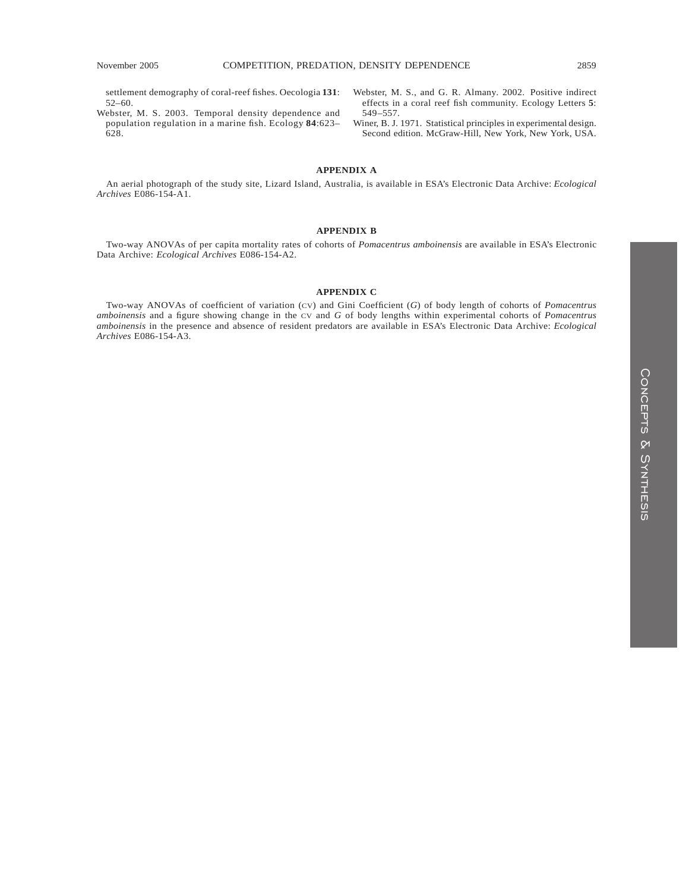settlement demography of coral-reef fishes. Oecologia **131**: 52–60.

Webster, M. S. 2003. Temporal density dependence and population regulation in a marine fish. Ecology **84**:623–628.

Webster, M. S., and G. R. Almany. 2002. Positive indirect effects in a coral reef fish community. Ecology Letters **5**: 549–557.

Winer, B. J. 1971. Statistical principles in experimental design. Second edition. McGraw-Hill, New York, New York, USA.

## APPENDIX A

An aerial photograph of the study site, Lizard Island, Australia, is available in ESA's Electronic Data Archive: *Ecological Archives* E086-154-A1.

## APPENDIX B

Two-way ANOVAs of per capita mortality rates of cohorts of *Pomacentrus amboinensis* are available in ESA's Electronic Data Archive: *Ecological Archives* E086-154-A2.

## APPENDIX C

Two-way ANOVAs of coefficient of variation (CV) and Gini Coefficient (*G*) of body length of cohorts of *Pomacentrus amboinensis* and a figure showing change in the CV and *G* of body lengths within experimental cohorts of *Pomacentrus amboinensis* in the presence and absence of resident predators are available in ESA's Electronic Data Archive: *Ecological Archives* E086-154-A3.